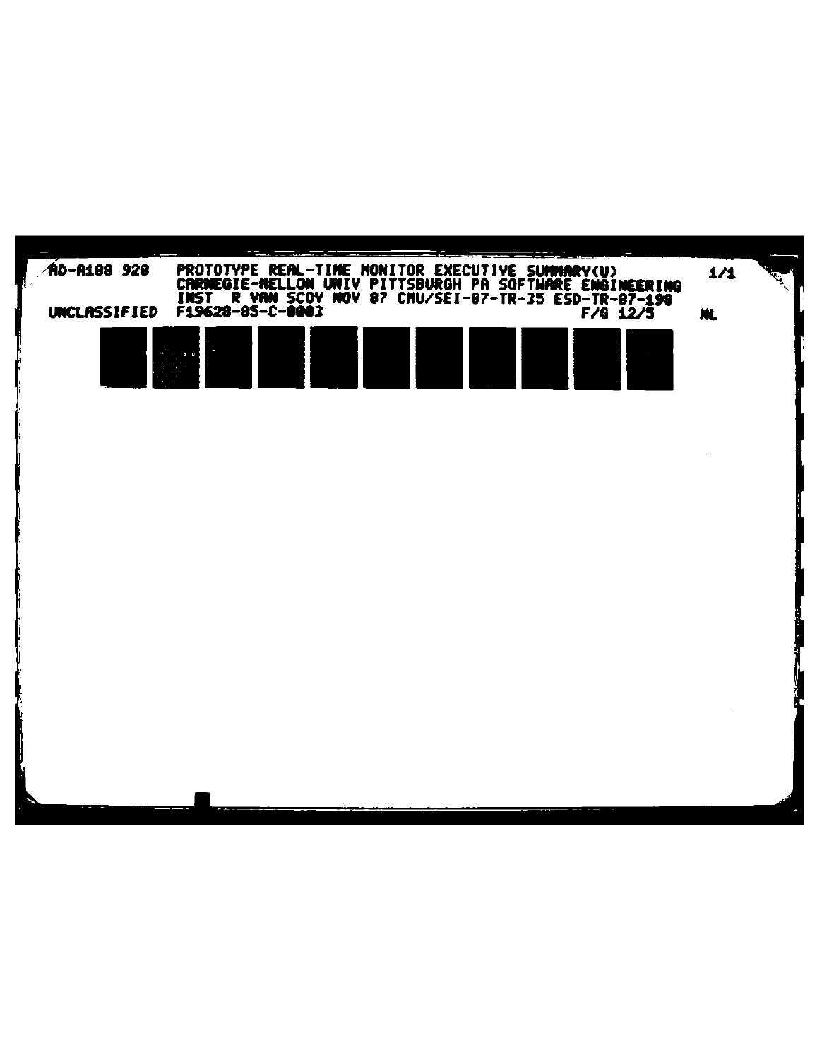AD-A188 928 PROTOTYPE REAL-TIME MONITOR EXECUTIVE SUMMARY(U) 1/1
CARNEGIE-MELLON UNIV PITTSBURGH PA SOFTWARE ENGINEERING
INST R VAN SCOY NOV 87 CMU/SEI-87-TR-35 ESD-TR-87-198
UNCLASSIFIED F19628-85-C-0003 F/G 12/5 NL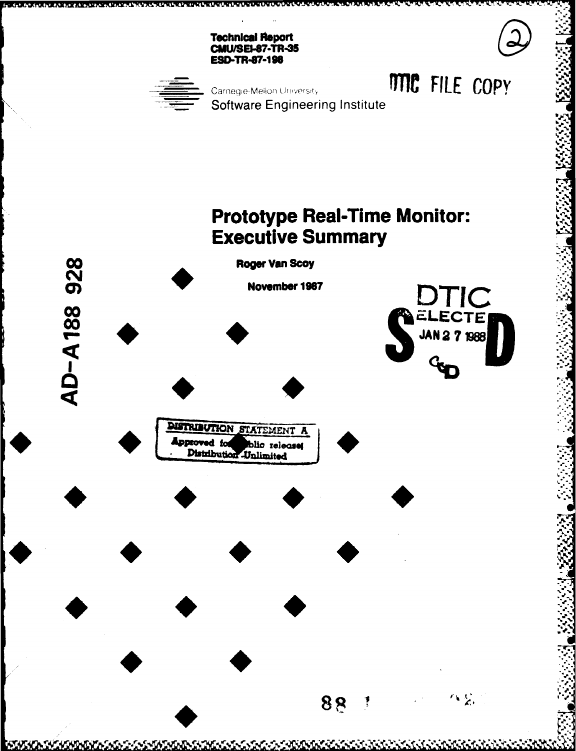Technical Report
CMU/SEI-87-TR-35
ESD-TR-87-198

Carnegie-Mellon University
Software Engineering Institute

DTIC FILE COPY

# Prototype Real-Time Monitor: Executive Summary

Roger Van Scoy

November 1987

AD-A188 928

DTIC ELECTE JAN 27 1988

DISTRIBUTION STATEMENT A
Approved for public release;
Distribution Unlimited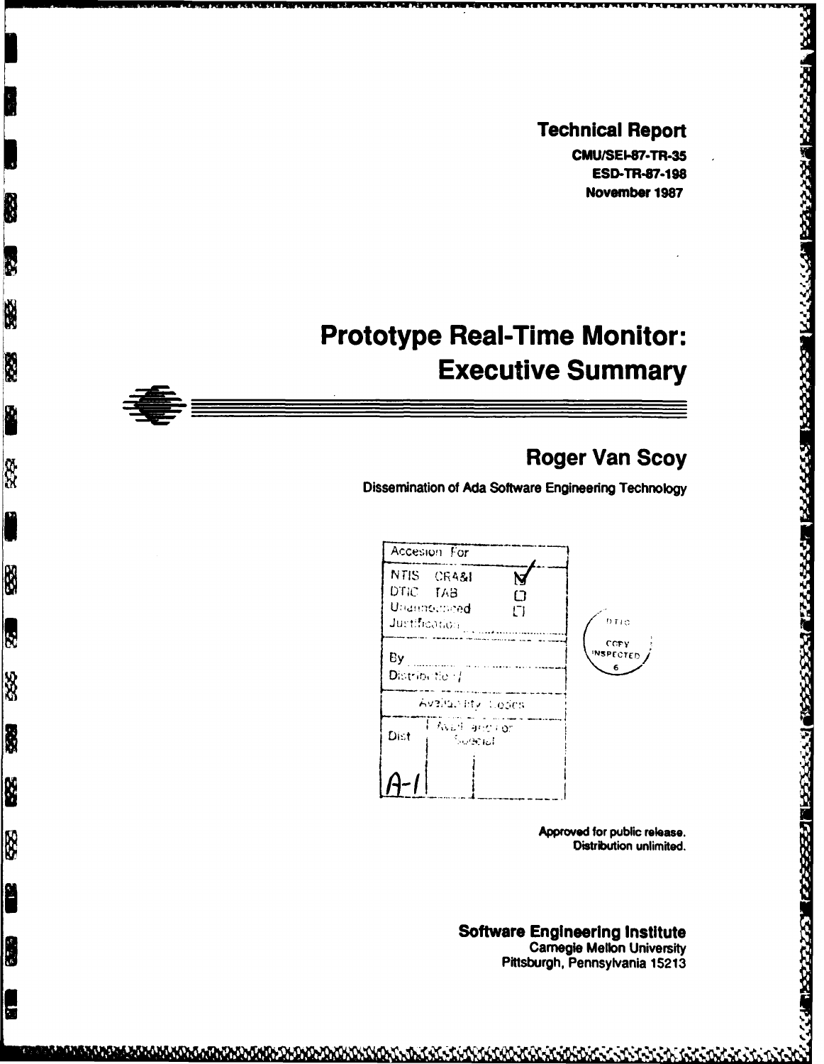**Technical Report**

**CMU/SEI-87-TR-35**
**ESD-TR-87-198**
**November 1987**

# Prototype Real-Time Monitor: Executive Summary

## Roger Van Scoy

**Dissemination of Ada Software Engineering Technology**

| Accesion For | |
|---|---|
| NTIS CRA&I | ☑ |
| DTIC TAB | ☐ |
| Unannounced | ☐ |
| Justification | |
| By | |
| Distribution / | |
| Availability Codes | |
| Dist | Avail and/or Special |
| A-1 | |

DTIC COPY INSPECTED 6

**Approved for public release.**
**Distribution unlimited.**

**Software Engineering Institute**
Carnegie Mellon University
Pittsburgh, Pennsylvania 15213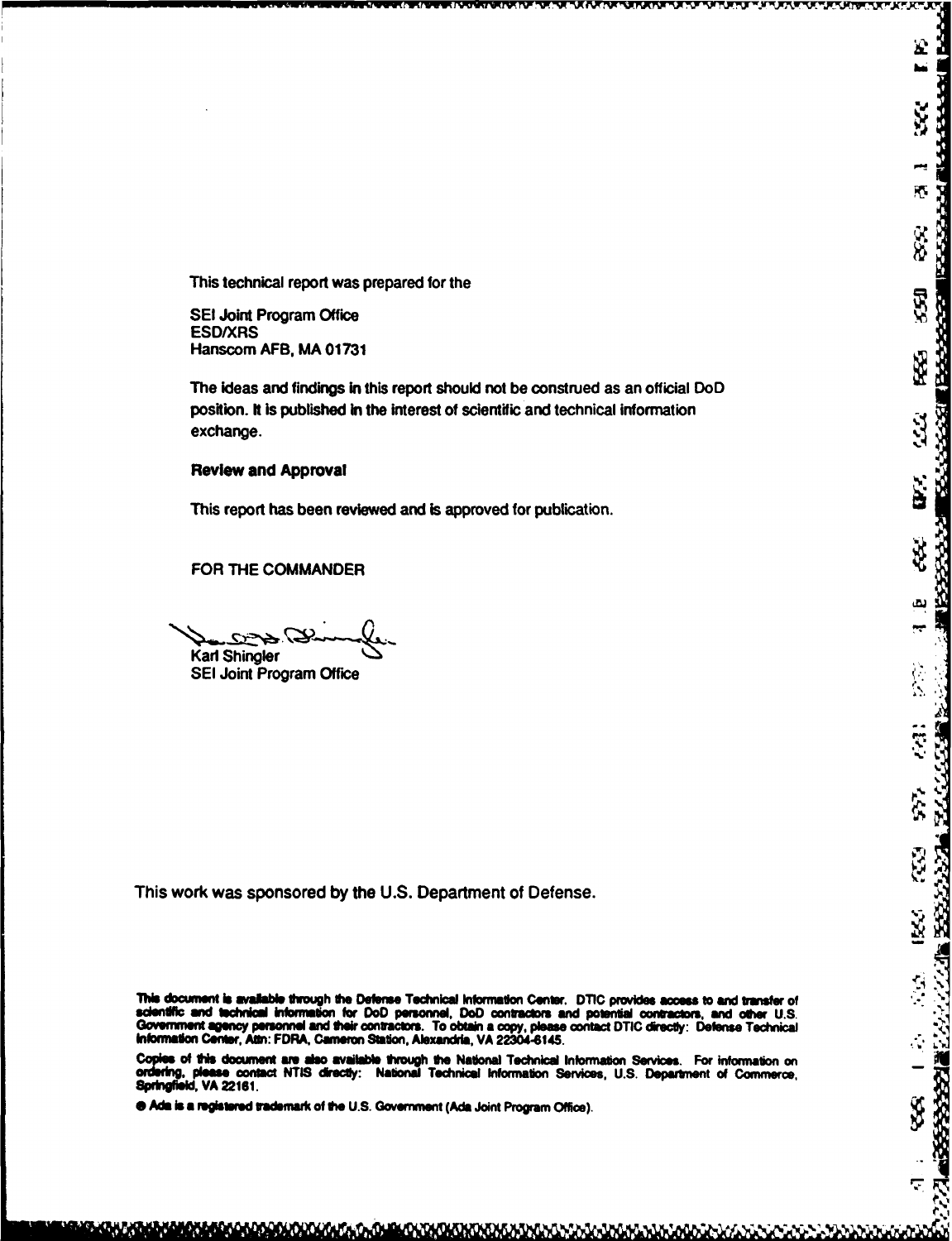This technical report was prepared for the

SEI Joint Program Office
ESD/XRS
Hanscom AFB, MA 01731

The ideas and findings in this report should not be construed as an official DoD position. It is published in the interest of scientific and technical information exchange.

**Review and Approval**

This report has been reviewed and is approved for publication.

FOR THE COMMANDER

Karl Shingler
SEI Joint Program Office

This work was sponsored by the U.S. Department of Defense.

This document is available through the Defense Technical Information Center. DTIC provides access to and transfer of scientific and technical information for DoD personnel, DoD contractors and potential contractors, and other U.S. Government agency personnel and their contractors. To obtain a copy, please contact DTIC directly: Defense Technical Information Center, Attn: FDRA, Cameron Station, Alexandria, VA 22304-6145.

Copies of this document are also available through the National Technical Information Services. For information on ordering, please contact NTIS directly: National Technical Information Services, U.S. Department of Commerce, Springfield, VA 22161.

® Ada is a registered trademark of the U.S. Government (Ada Joint Program Office).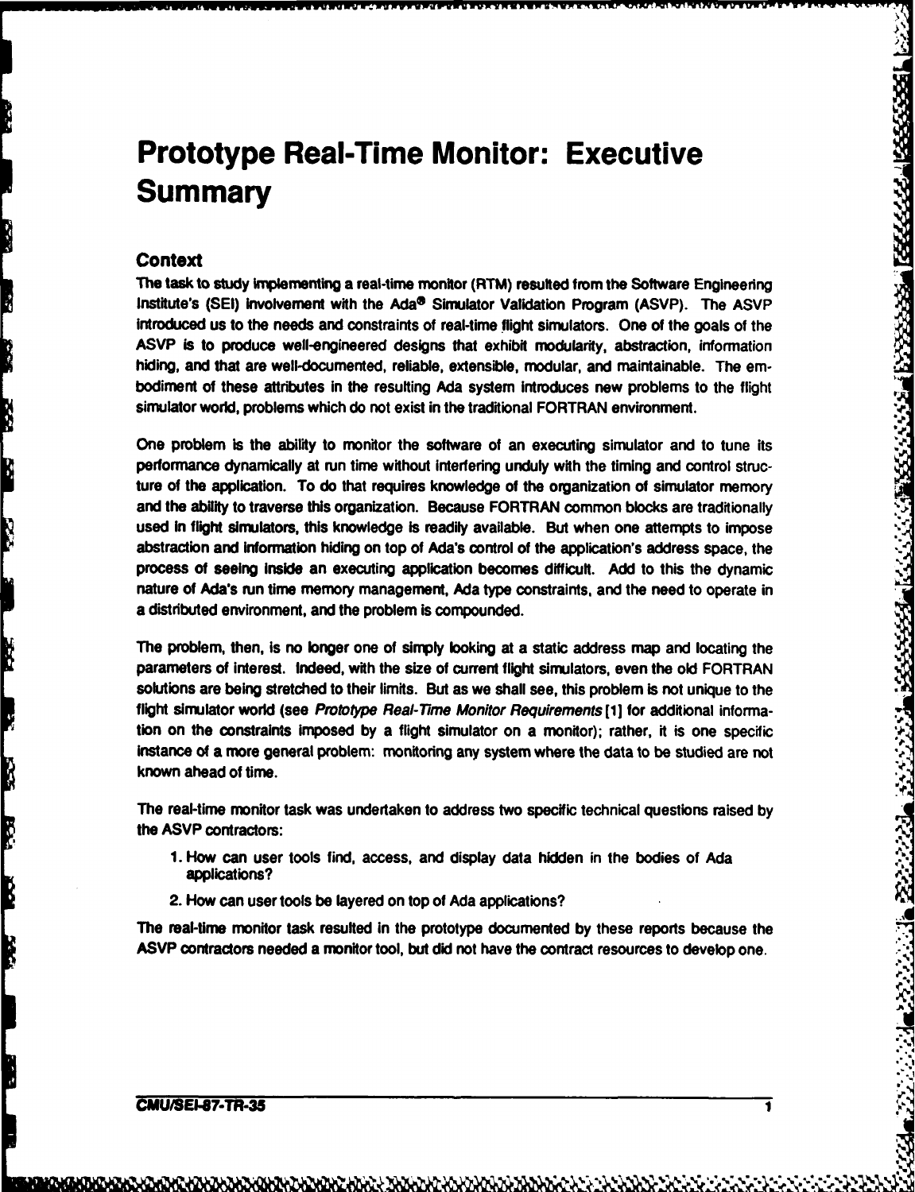# Prototype Real-Time Monitor: Executive Summary

## Context

The task to study implementing a real-time monitor (RTM) resulted from the Software Engineering Institute's (SEI) involvement with the Ada® Simulator Validation Program (ASVP). The ASVP introduced us to the needs and constraints of real-time flight simulators. One of the goals of the ASVP is to produce well-engineered designs that exhibit modularity, abstraction, information hiding, and that are well-documented, reliable, extensible, modular, and maintainable. The embodiment of these attributes in the resulting Ada system introduces new problems to the flight simulator world, problems which do not exist in the traditional FORTRAN environment.

One problem is the ability to monitor the software of an executing simulator and to tune its performance dynamically at run time without interfering unduly with the timing and control structure of the application. To do that requires knowledge of the organization of simulator memory and the ability to traverse this organization. Because FORTRAN common blocks are traditionally used in flight simulators, this knowledge is readily available. But when one attempts to impose abstraction and information hiding on top of Ada's control of the application's address space, the process of seeing inside an executing application becomes difficult. Add to this the dynamic nature of Ada's run time memory management, Ada type constraints, and the need to operate in a distributed environment, and the problem is compounded.

The problem, then, is no longer one of simply looking at a static address map and locating the parameters of interest. Indeed, with the size of current flight simulators, even the old FORTRAN solutions are being stretched to their limits. But as we shall see, this problem is not unique to the flight simulator world (see *Prototype Real-Time Monitor Requirements* [1] for additional information on the constraints imposed by a flight simulator on a monitor); rather, it is one specific instance of a more general problem: monitoring any system where the data to be studied are not known ahead of time.

The real-time monitor task was undertaken to address two specific technical questions raised by the ASVP contractors:

1. How can user tools find, access, and display data hidden in the bodies of Ada applications?
2. How can user tools be layered on top of Ada applications?

The real-time monitor task resulted in the prototype documented by these reports because the ASVP contractors needed a monitor tool, but did not have the contract resources to develop one.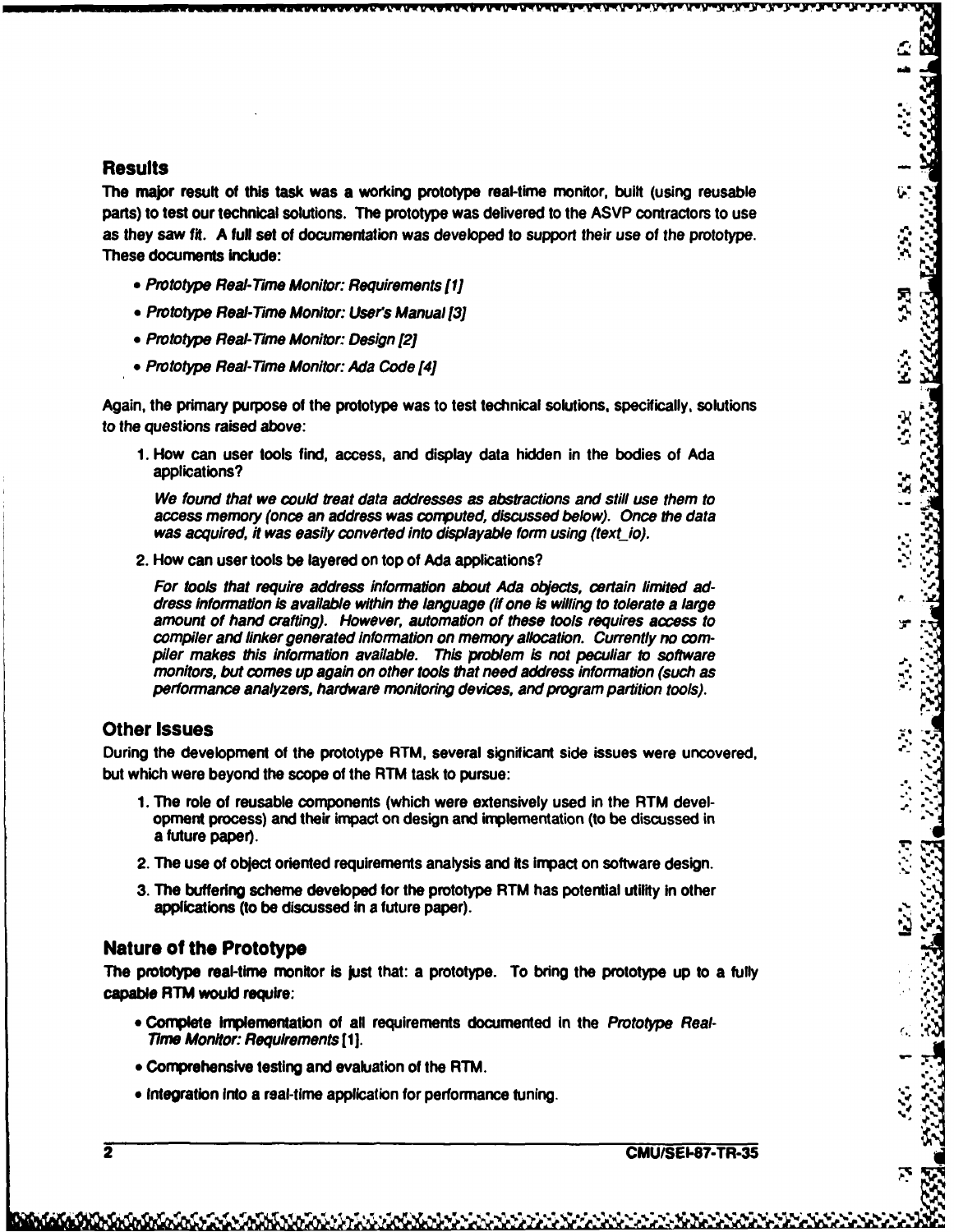## Results

The major result of this task was a working prototype real-time monitor, built (using reusable parts) to test our technical solutions. The prototype was delivered to the ASVP contractors to use as they saw fit. A full set of documentation was developed to support their use of the prototype. These documents include:

- *Prototype Real-Time Monitor: Requirements [1]*
- *Prototype Real-Time Monitor: User's Manual [3]*
- *Prototype Real-Time Monitor: Design [2]*
- *Prototype Real-Time Monitor: Ada Code [4]*

Again, the primary purpose of the prototype was to test technical solutions, specifically, solutions to the questions raised above:

1. How can user tools find, access, and display data hidden in the bodies of Ada applications?

   *We found that we could treat data addresses as abstractions and still use them to access memory (once an address was computed, discussed below). Once the data was acquired, it was easily converted into displayable form using (text_io).*

2. How can user tools be layered on top of Ada applications?

   *For tools that require address information about Ada objects, certain limited address information is available within the language (if one is willing to tolerate a large amount of hand crafting). However, automation of these tools requires access to compiler and linker generated information on memory allocation. Currently no compiler makes this information available. This problem is not peculiar to software monitors, but comes up again on other tools that need address information (such as performance analyzers, hardware monitoring devices, and program partition tools).*

## Other Issues

During the development of the prototype RTM, several significant side issues were uncovered, but which were beyond the scope of the RTM task to pursue:

1. The role of reusable components (which were extensively used in the RTM development process) and their impact on design and implementation (to be discussed in a future paper).
2. The use of object oriented requirements analysis and its impact on software design.
3. The buffering scheme developed for the prototype RTM has potential utility in other applications (to be discussed in a future paper).

## Nature of the Prototype

The prototype real-time monitor is just that: a prototype. To bring the prototype up to a fully capable RTM would require:

- Complete implementation of all requirements documented in the *Prototype Real-Time Monitor: Requirements* [1].
- Comprehensive testing and evaluation of the RTM.
- Integration into a real-time application for performance tuning.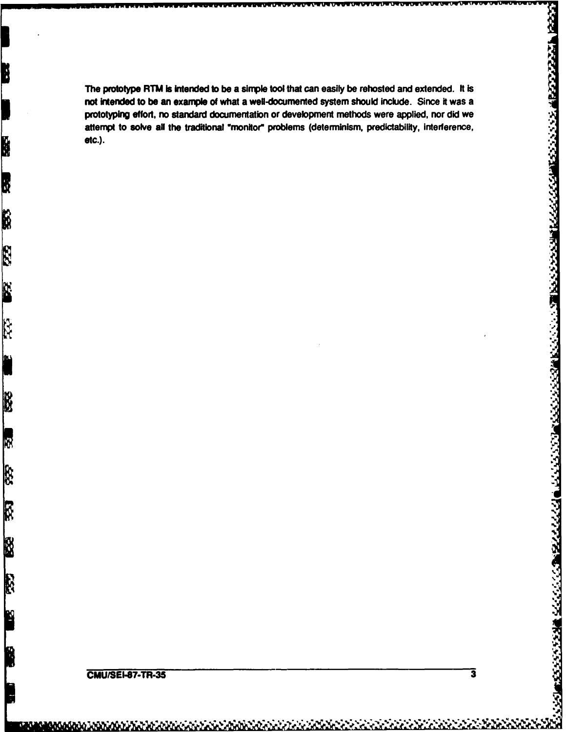The prototype RTM is intended to be a simple tool that can easily be rehosted and extended. It is not intended to be an example of what a well-documented system should include. Since it was a prototyping effort, no standard documentation or development methods were applied, nor did we attempt to solve all the traditional "monitor" problems (determinism, predictability, interference, etc.).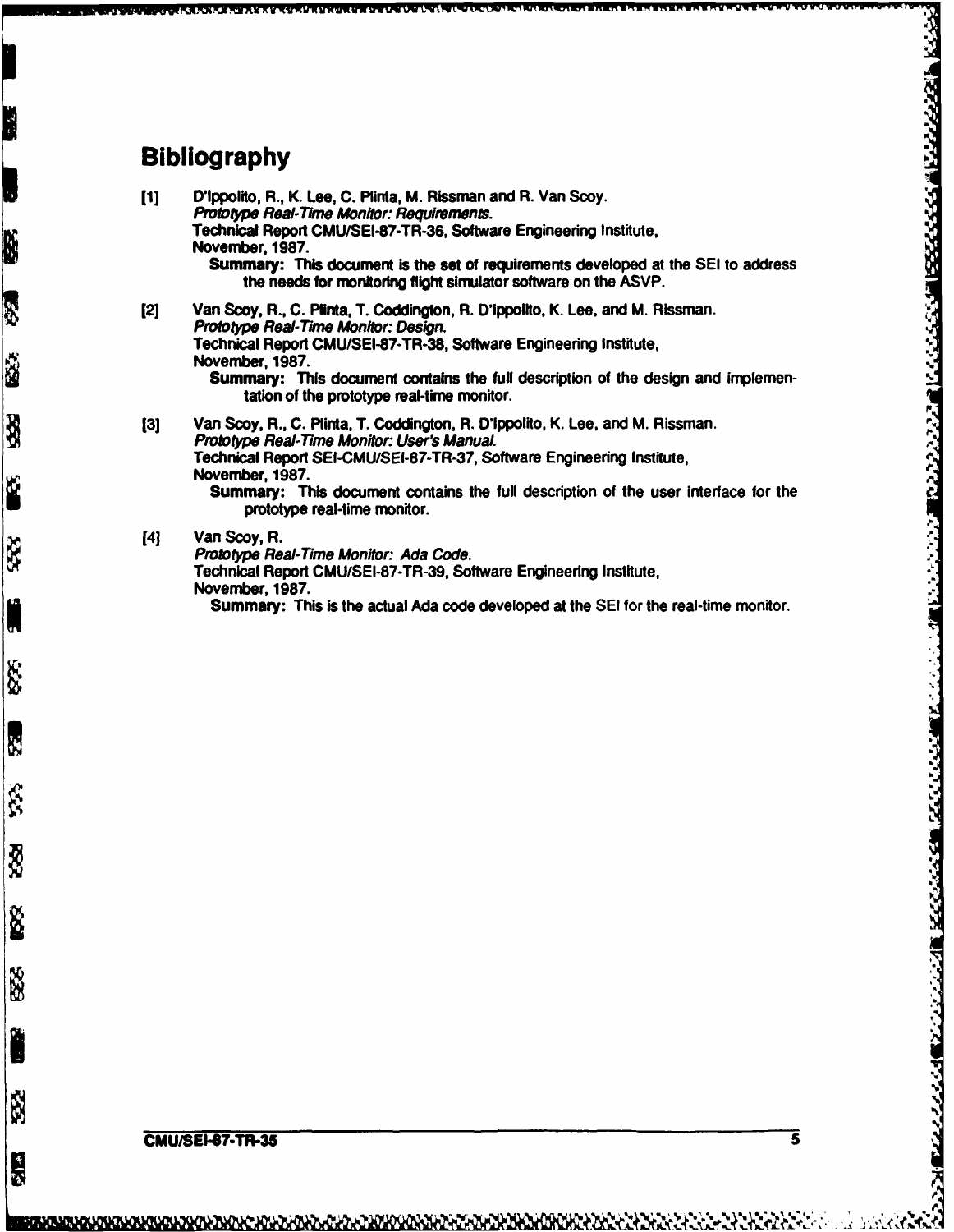# Bibliography

[1] D'Ippolito, R., K. Lee, C. Plinta, M. Rissman and R. Van Scoy.
*Prototype Real-Time Monitor: Requirements.*
Technical Report CMU/SEI-87-TR-36, Software Engineering Institute,
November, 1987.

**Summary:** This document is the set of requirements developed at the SEI to address the needs for monitoring flight simulator software on the ASVP.

[2] Van Scoy, R., C. Plinta, T. Coddington, R. D'Ippolito, K. Lee, and M. Rissman.
*Prototype Real-Time Monitor: Design.*
Technical Report CMU/SEI-87-TR-38, Software Engineering Institute,
November, 1987.

**Summary:** This document contains the full description of the design and implementation of the prototype real-time monitor.

[3] Van Scoy, R., C. Plinta, T. Coddington, R. D'Ippolito, K. Lee, and M. Rissman.
*Prototype Real-Time Monitor: User's Manual.*
Technical Report SEI-CMU/SEI-87-TR-37, Software Engineering Institute,
November, 1987.

**Summary:** This document contains the full description of the user interface for the prototype real-time monitor.

[4] Van Scoy, R.
*Prototype Real-Time Monitor: Ada Code.*
Technical Report CMU/SEI-87-TR-39, Software Engineering Institute,
November, 1987.

**Summary:** This is the actual Ada code developed at the SEI for the real-time monitor.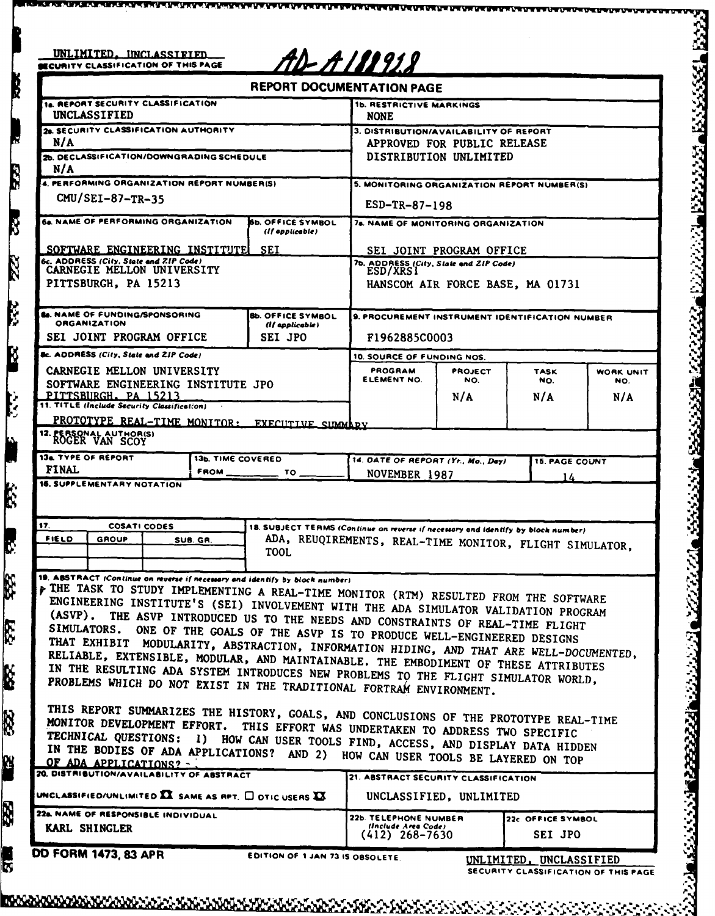UNLIMITED, UNCLASSIFIED
SECURITY CLASSIFICATION OF THIS PAGE

AD-A188928

# REPORT DOCUMENTATION PAGE

| | |
|---|---|
| 1a. REPORT SECURITY CLASSIFICATION<br>UNCLASSIFIED | 1b. RESTRICTIVE MARKINGS<br>NONE |
| 2a. SECURITY CLASSIFICATION AUTHORITY<br>N/A | 3. DISTRIBUTION/AVAILABILITY OF REPORT<br>APPROVED FOR PUBLIC RELEASE<br>DISTRIBUTION UNLIMITED |
| 2b. DECLASSIFICATION/DOWNGRADING SCHEDULE<br>N/A | |
| 4. PERFORMING ORGANIZATION REPORT NUMBER(S)<br>CMU/SEI-87-TR-35 | 5. MONITORING ORGANIZATION REPORT NUMBER(S)<br>ESD-TR-87-198 |
| 6a. NAME OF PERFORMING ORGANIZATION<br>SOFTWARE ENGINEERING INSTITUTE<br>6b. OFFICE SYMBOL (If applicable)<br>SEI | 7a. NAME OF MONITORING ORGANIZATION<br>SEI JOINT PROGRAM OFFICE |
| 6c. ADDRESS (City, State and ZIP Code)<br>CARNEGIE MELLON UNIVERSITY<br>PITTSBURGH, PA 15213 | 7b. ADDRESS (City, State and ZIP Code)<br>ESD/XRS1<br>HANSCOM AIR FORCE BASE, MA 01731 |
| 8a. NAME OF FUNDING/SPONSORING ORGANIZATION<br>SEI JOINT PROGRAM OFFICE<br>8b. OFFICE SYMBOL (If applicable)<br>SEI JPO | 9. PROCUREMENT INSTRUMENT IDENTIFICATION NUMBER<br>F1962885C0003 |
| 8c. ADDRESS (City, State and ZIP Code)<br>CARNEGIE MELLON UNIVERSITY<br>SOFTWARE ENGINEERING INSTITUTE JPO<br>PITTSBURGH, PA 15213 | 10. SOURCE OF FUNDING NOS.<br>PROGRAM ELEMENT NO.: —<br>PROJECT NO.: N/A<br>TASK NO.: N/A<br>WORK UNIT NO.: N/A |
| 11. TITLE (Include Security Classification)<br>PROTOTYPE REAL-TIME MONITOR: EXECUTIVE SUMMARY | |
| 12. PERSONAL AUTHOR(S)<br>ROGER VAN SCOY | |

| 13a. TYPE OF REPORT | 13b. TIME COVERED | 14. DATE OF REPORT (Yr., Mo., Day) | 15. PAGE COUNT |
|---|---|---|---|
| FINAL | FROM ______ TO ______ | NOVEMBER 1987 | 14 |

16. SUPPLEMENTARY NOTATION

| 17. COSATI CODES | | | 18. SUBJECT TERMS (Continue on reverse if necessary and identify by block number) |
|---|---|---|---|
| FIELD | GROUP | SUB. GR. | ADA, REUQIREMENTS, REAL-TIME MONITOR, FLIGHT SIMULATOR, TOOL |
| | | | |
| | | | |

19. ABSTRACT (Continue on reverse if necessary and identify by block number)

THE TASK TO STUDY IMPLEMENTING A REAL-TIME MONITOR (RTM) RESULTED FROM THE SOFTWARE ENGINEERING INSTITUTE'S (SEI) INVOLVEMENT WITH THE ADA SIMULATOR VALIDATION PROGRAM (ASVP). THE ASVP INTRODUCED US TO THE NEEDS AND CONSTRAINTS OF REAL-TIME FLIGHT SIMULATORS. ONE OF THE GOALS OF THE ASVP IS TO PRODUCE WELL-ENGINEERED DESIGNS THAT EXHIBIT MODULARITY, ABSTRACTION, INFORMATION HIDING, AND THAT ARE WELL-DOCUMENTED, RELIABLE, EXTENSIBLE, MODULAR, AND MAINTAINABLE. THE EMBODIMENT OF THESE ATTRIBUTES IN THE RESULTING ADA SYSTEM INTRODUCES NEW PROBLEMS TO THE FLIGHT SIMULATOR WORLD, PROBLEMS WHICH DO NOT EXIST IN THE TRADITIONAL FORTRAN ENVIRONMENT.

THIS REPORT SUMMARIZES THE HISTORY, GOALS, AND CONCLUSIONS OF THE PROTOTYPE REAL-TIME MONITOR DEVELOPMENT EFFORT. THIS EFFORT WAS UNDERTAKEN TO ADDRESS TWO SPECIFIC TECHNICAL QUESTIONS: 1) HOW CAN USER TOOLS FIND, ACCESS, AND DISPLAY DATA HIDDEN IN THE BODIES OF ADA APPLICATIONS? AND 2) HOW CAN USER TOOLS BE LAYERED ON TOP OF ADA APPLICATIONS?

| | |
|---|---|
| 20. DISTRIBUTION/AVAILABILITY OF ABSTRACT<br>UNCLASSIFIED/UNLIMITED ☒ SAME AS RPT. ☐ DTIC USERS ☒ | 21. ABSTRACT SECURITY CLASSIFICATION<br>UNCLASSIFIED, UNLIMITED |
| 22a. NAME OF RESPONSIBLE INDIVIDUAL<br>KARL SHINGLER | 22b. TELEPHONE NUMBER (Include Area Code)<br>(412) 268-7630<br>22c. OFFICE SYMBOL<br>SEI JPO |

DD FORM 1473, 83 APR — EDITION OF 1 JAN 73 IS OBSOLETE.

UNLIMITED, UNCLASSIFIED
SECURITY CLASSIFICATION OF THIS PAGE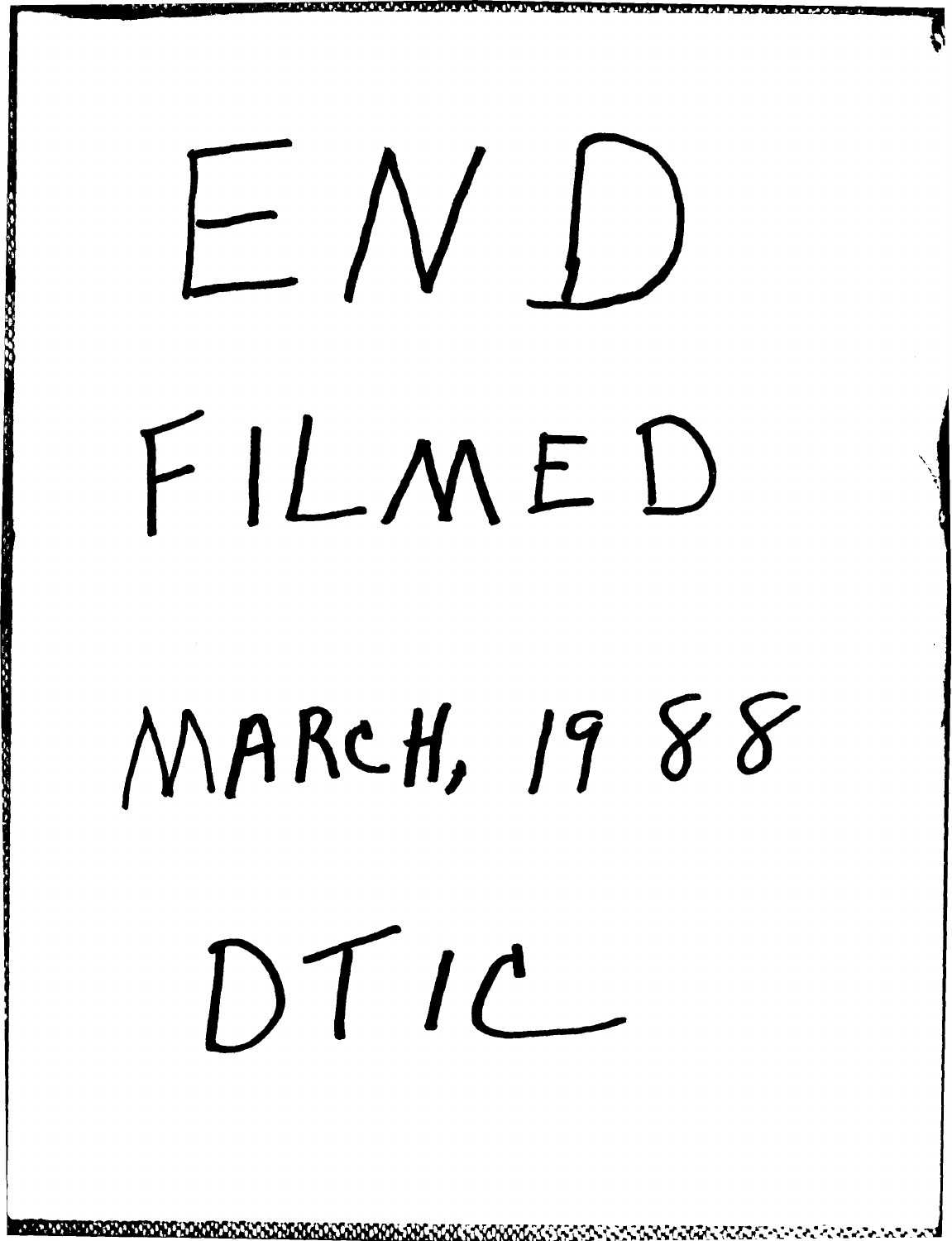END

FILMED

MARCH, 1988

DTIC